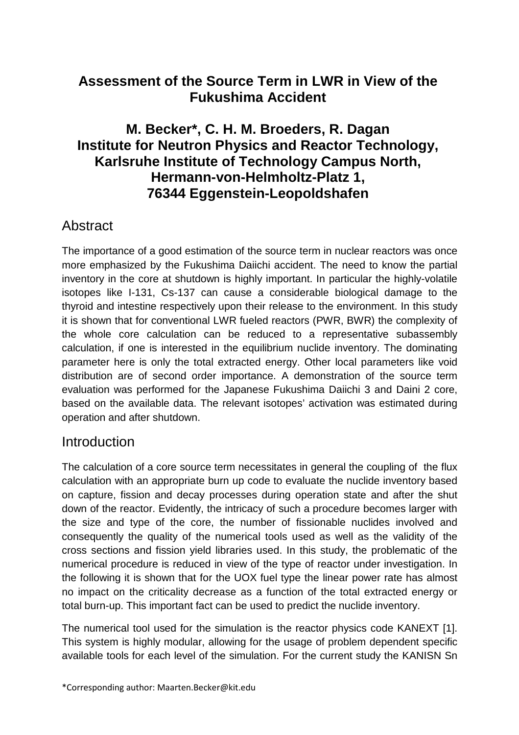# Assessment of the Source Term in LWR in View of the Fukushima Accident

**M. Becker\*, C. H. M. Broeders, R. Dagan**
**Institute for Neutron Physics and Reactor Technology,**
**Karlsruhe Institute of Technology Campus North,**
**Hermann-von-Helmholtz-Platz 1,**
**76344 Eggenstein-Leopoldshafen**

## Abstract

The importance of a good estimation of the source term in nuclear reactors was once more emphasized by the Fukushima Daiichi accident. The need to know the partial inventory in the core at shutdown is highly important. In particular the highly-volatile isotopes like I-131, Cs-137 can cause a considerable biological damage to the thyroid and intestine respectively upon their release to the environment. In this study it is shown that for conventional LWR fueled reactors (PWR, BWR) the complexity of the whole core calculation can be reduced to a representative subassembly calculation, if one is interested in the equilibrium nuclide inventory. The dominating parameter here is only the total extracted energy. Other local parameters like void distribution are of second order importance. A demonstration of the source term evaluation was performed for the Japanese Fukushima Daiichi 3 and Daini 2 core, based on the available data. The relevant isotopes' activation was estimated during operation and after shutdown.

## Introduction

The calculation of a core source term necessitates in general the coupling of the flux calculation with an appropriate burn up code to evaluate the nuclide inventory based on capture, fission and decay processes during operation state and after the shut down of the reactor. Evidently, the intricacy of such a procedure becomes larger with the size and type of the core, the number of fissionable nuclides involved and consequently the quality of the numerical tools used as well as the validity of the cross sections and fission yield libraries used. In this study, the problematic of the numerical procedure is reduced in view of the type of reactor under investigation. In the following it is shown that for the UOX fuel type the linear power rate has almost no impact on the criticality decrease as a function of the total extracted energy or total burn-up. This important fact can be used to predict the nuclide inventory.

The numerical tool used for the simulation is the reactor physics code KANEXT [1]. This system is highly modular, allowing for the usage of problem dependent specific available tools for each level of the simulation. For the current study the KANISN Sn

\*Corresponding author: Maarten.Becker@kit.edu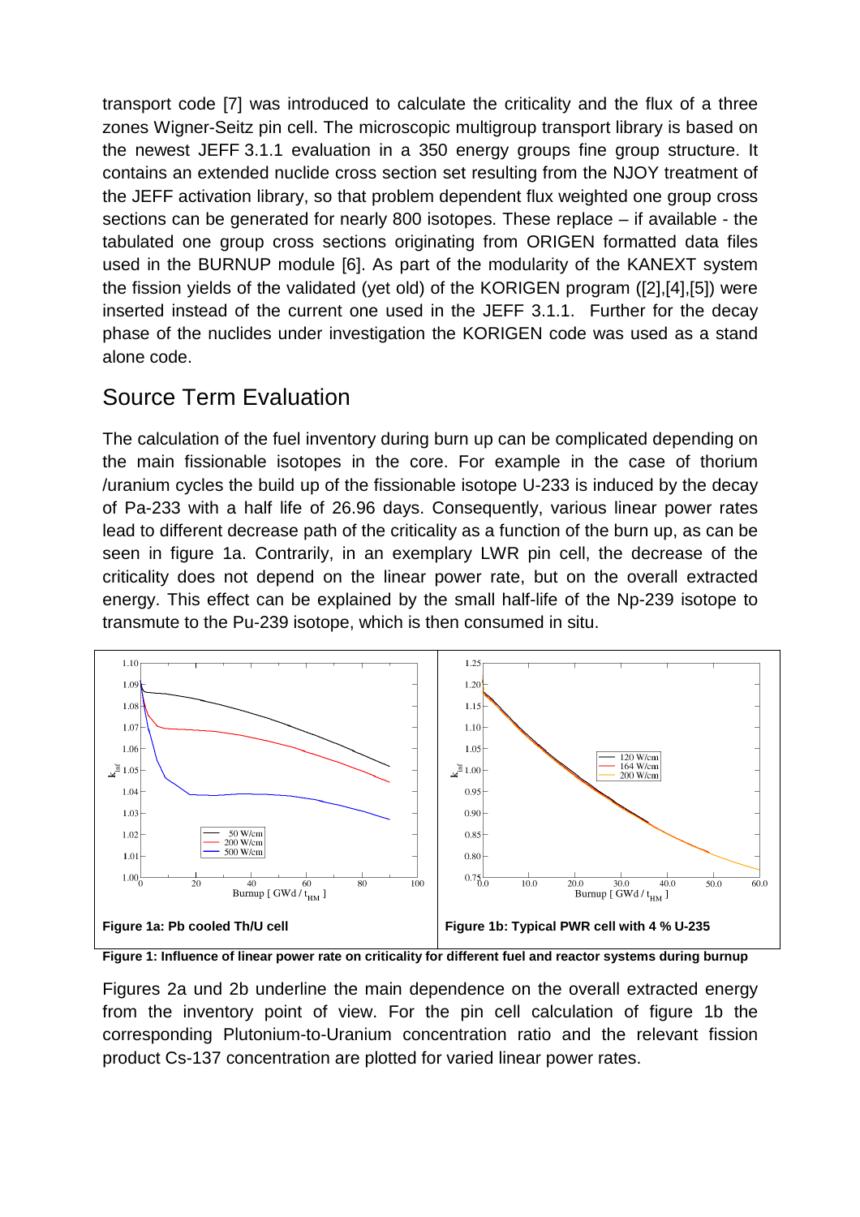transport code [7] was introduced to calculate the criticality and the flux of a three zones Wigner-Seitz pin cell. The microscopic multigroup transport library is based on the newest JEFF 3.1.1 evaluation in a 350 energy groups fine group structure. It contains an extended nuclide cross section set resulting from the NJOY treatment of the JEFF activation library, so that problem dependent flux weighted one group cross sections can be generated for nearly 800 isotopes. These replace – if available - the tabulated one group cross sections originating from ORIGEN formatted data files used in the BURNUP module [6]. As part of the modularity of the KANEXT system the fission yields of the validated (yet old) of the KORIGEN program ([2],[4],[5]) were inserted instead of the current one used in the JEFF 3.1.1. Further for the decay phase of the nuclides under investigation the KORIGEN code was used as a stand alone code.

## Source Term Evaluation

The calculation of the fuel inventory during burn up can be complicated depending on the main fissionable isotopes in the core. For example in the case of thorium /uranium cycles the build up of the fissionable isotope U-233 is induced by the decay of Pa-233 with a half life of 26.96 days. Consequently, various linear power rates lead to different decrease path of the criticality as a function of the burn up, as can be seen in figure 1a. Contrarily, in an exemplary LWR pin cell, the decrease of the criticality does not depend on the linear power rate, but on the overall extracted energy. This effect can be explained by the small half-life of the Np-239 isotope to transmute to the Pu-239 isotope, which is then consumed in situ.

**Figure 1a: Pb cooled Th/U cell**

**Figure 1b: Typical PWR cell with 4 % U-235**

**Figure 1: Influence of linear power rate on criticality for different fuel and reactor systems during burnup**

Figures 2a und 2b underline the main dependence on the overall extracted energy from the inventory point of view. For the pin cell calculation of figure 1b the corresponding Plutonium-to-Uranium concentration ratio and the relevant fission product Cs-137 concentration are plotted for varied linear power rates.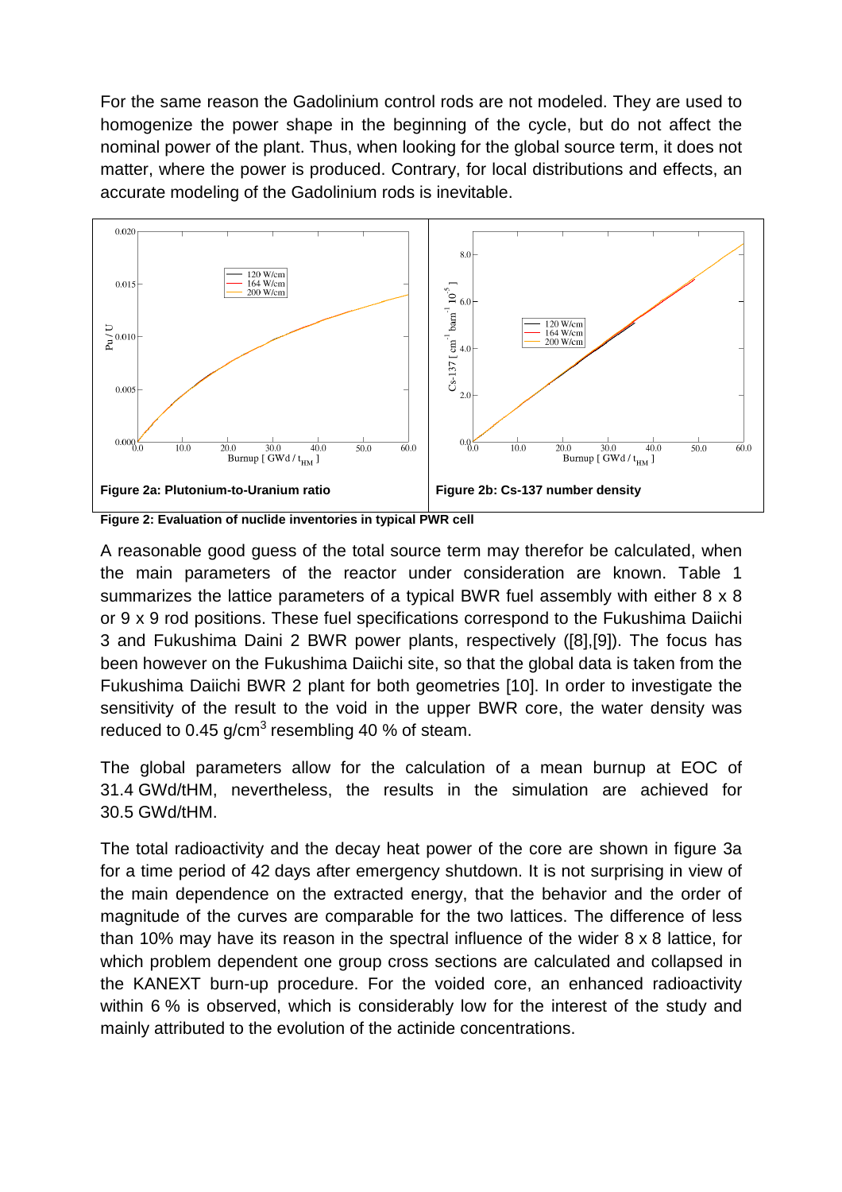For the same reason the Gadolinium control rods are not modeled. They are used to homogenize the power shape in the beginning of the cycle, but do not affect the nominal power of the plant. Thus, when looking for the global source term, it does not matter, where the power is produced. Contrary, for local distributions and effects, an accurate modeling of the Gadolinium rods is inevitable.

**Figure 2a: Plutonium-to-Uranium ratio**

**Figure 2b: Cs-137 number density**

**Figure 2: Evaluation of nuclide inventories in typical PWR cell**

A reasonable good guess of the total source term may therefor be calculated, when the main parameters of the reactor under consideration are known. Table 1 summarizes the lattice parameters of a typical BWR fuel assembly with either 8 x 8 or 9 x 9 rod positions. These fuel specifications correspond to the Fukushima Daiichi 3 and Fukushima Daini 2 BWR power plants, respectively ([8],[9]). The focus has been however on the Fukushima Daiichi site, so that the global data is taken from the Fukushima Daiichi BWR 2 plant for both geometries [10]. In order to investigate the sensitivity of the result to the void in the upper BWR core, the water density was reduced to 0.45 g/cm$^3$ resembling 40 % of steam.

The global parameters allow for the calculation of a mean burnup at EOC of 31.4 GWd/tHM, nevertheless, the results in the simulation are achieved for 30.5 GWd/tHM.

The total radioactivity and the decay heat power of the core are shown in figure 3a for a time period of 42 days after emergency shutdown. It is not surprising in view of the main dependence on the extracted energy, that the behavior and the order of magnitude of the curves are comparable for the two lattices. The difference of less than 10% may have its reason in the spectral influence of the wider 8 x 8 lattice, for which problem dependent one group cross sections are calculated and collapsed in the KANEXT burn-up procedure. For the voided core, an enhanced radioactivity within 6 % is observed, which is considerably low for the interest of the study and mainly attributed to the evolution of the actinide concentrations.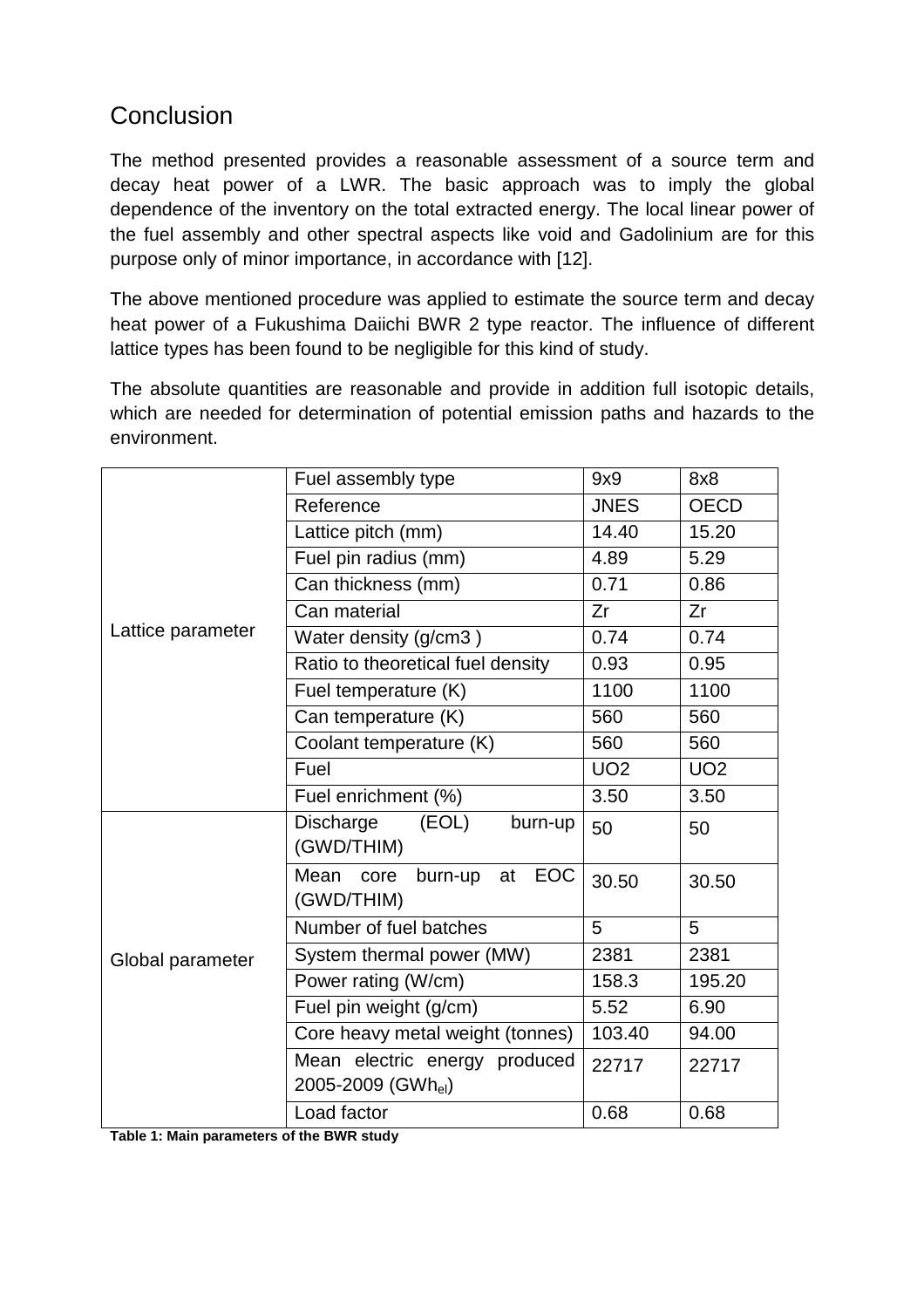# Conclusion

The method presented provides a reasonable assessment of a source term and decay heat power of a LWR. The basic approach was to imply the global dependence of the inventory on the total extracted energy. The local linear power of the fuel assembly and other spectral aspects like void and Gadolinium are for this purpose only of minor importance, in accordance with [12].

The above mentioned procedure was applied to estimate the source term and decay heat power of a Fukushima Daiichi BWR 2 type reactor. The influence of different lattice types has been found to be negligible for this kind of study.

The absolute quantities are reasonable and provide in addition full isotopic details, which are needed for determination of potential emission paths and hazards to the environment.

| | | | |
|---|---|---|---|
| Lattice parameter | Fuel assembly type | 9x9 | 8x8 |
| | Reference | JNES | OECD |
| | Lattice pitch (mm) | 14.40 | 15.20 |
| | Fuel pin radius (mm) | 4.89 | 5.29 |
| | Can thickness (mm) | 0.71 | 0.86 |
| | Can material | Zr | Zr |
| | Water density (g/cm3 ) | 0.74 | 0.74 |
| | Ratio to theoretical fuel density | 0.93 | 0.95 |
| | Fuel temperature (K) | 1100 | 1100 |
| | Can temperature (K) | 560 | 560 |
| | Coolant temperature (K) | 560 | 560 |
| | Fuel | $UO_2$ | $UO_2$ |
| | Fuel enrichment (%) | 3.50 | 3.50 |
| Global parameter | Discharge (EOL) burn-up (GWD/THIM) | 50 | 50 |
| | Mean core burn-up at EOC (GWD/THIM) | 30.50 | 30.50 |
| | Number of fuel batches | 5 | 5 |
| | System thermal power (MW) | 2381 | 2381 |
| | Power rating (W/cm) | 158.3 | 195.20 |
| | Fuel pin weight (g/cm) | 5.52 | 6.90 |
| | Core heavy metal weight (tonnes) | 103.40 | 94.00 |
| | Mean electric energy produced 2005-2009 ($GWh_{el}$) | 22717 | 22717 |
| | Load factor | 0.68 | 0.68 |

**Table 1: Main parameters of the BWR study**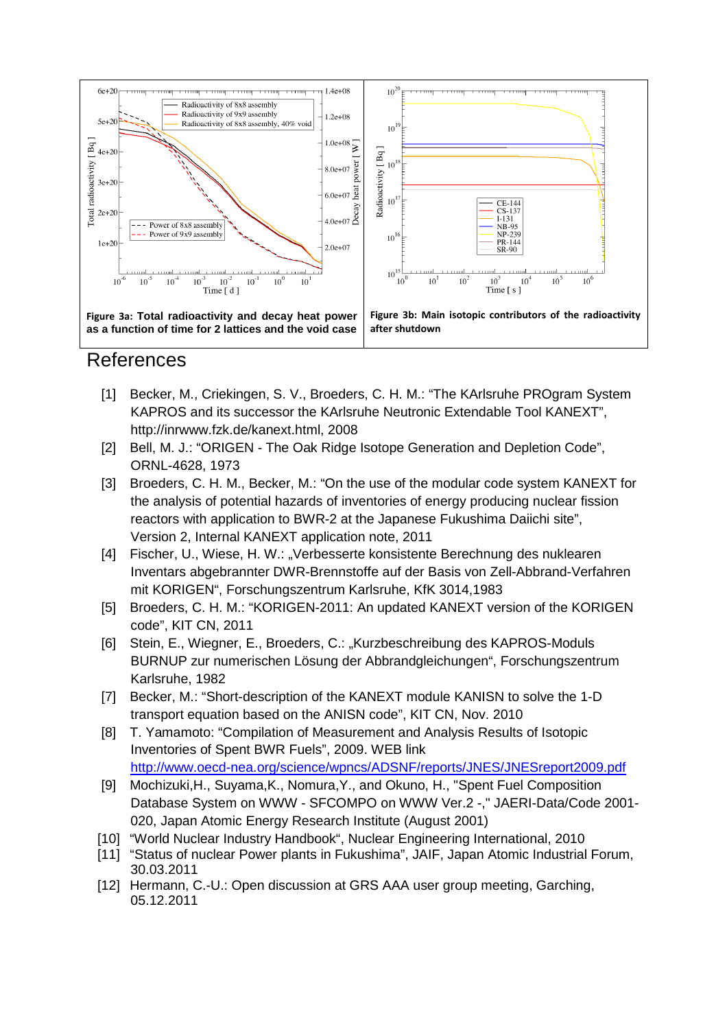6e+20
5e+20
4e+20
3e+20
2e+20
1e+20
Total radioactivity [ Bq ]

1.4e+08
1.2e+08
1.0e+08
8.0e+07
6.0e+07
4.0e+07
2.0e+07
Decay heat power [ W ]

Radioactivity of 8x8 assembly
Radioactivity of 9x9 assembly
Radioactivity of 8x8 assembly, 40% void
Power of 8x8 assembly
Power of 9x9 assembly

$10^{-6}$ $10^{-5}$ $10^{-4}$ $10^{-3}$ $10^{-2}$ $10^{-1}$ $10^{0}$ $10^{1}$
Time [ d ]

**Figure 3a: Total radioactivity and decay heat power as a function of time for 2 lattices and the void case**

$10^{20}$
$10^{19}$
$10^{18}$
$10^{17}$
$10^{16}$
$10^{15}$
Radioactivity [ Bq ]

CE-144
CS-137
I-131
NB-95
NP-239
PR-144
SR-90

$10^{0}$ $10^{1}$ $10^{2}$ $10^{3}$ $10^{4}$ $10^{5}$ $10^{6}$
Time [ s ]

**Figure 3b: Main isotopic contributors of the radioactivity after shutdown**

# References

[1] Becker, M., Criekingen, S. V., Broeders, C. H. M.: “The KArlsruhe PROgram System KAPROS and its successor the KArlsruhe Neutronic Extendable Tool KANEXT”, http://inrwww.fzk.de/kanext.html, 2008

[2] Bell, M. J.: “ORIGEN - The Oak Ridge Isotope Generation and Depletion Code”, ORNL-4628, 1973

[3] Broeders, C. H. M., Becker, M.: “On the use of the modular code system KANEXT for the analysis of potential hazards of inventories of energy producing nuclear fission reactors with application to BWR-2 at the Japanese Fukushima Daiichi site”, Version 2, Internal KANEXT application note, 2011

[4] Fischer, U., Wiese, H. W.: „Verbesserte konsistente Berechnung des nuklearen Inventars abgebrannter DWR-Brennstoffe auf der Basis von Zell-Abbrand-Verfahren mit KORIGEN“, Forschungszentrum Karlsruhe, KfK 3014,1983

[5] Broeders, C. H. M.: “KORIGEN-2011: An updated KANEXT version of the KORIGEN code”, KIT CN, 2011

[6] Stein, E., Wiegner, E., Broeders, C.: „Kurzbeschreibung des KAPROS-Moduls BURNUP zur numerischen Lösung der Abbrandgleichungen“, Forschungszentrum Karlsruhe, 1982

[7] Becker, M.: “Short-description of the KANEXT module KANISN to solve the 1-D transport equation based on the ANISN code”, KIT CN, Nov. 2010

[8] T. Yamamoto: “Compilation of Measurement and Analysis Results of Isotopic Inventories of Spent BWR Fuels”, 2009. WEB link http://www.oecd-nea.org/science/wpncs/ADSNF/reports/JNES/JNESreport2009.pdf

[9] Mochizuki,H., Suyama,K., Nomura,Y., and Okuno, H., "Spent Fuel Composition Database System on WWW - SFCOMPO on WWW Ver.2 -," JAERI-Data/Code 2001-020, Japan Atomic Energy Research Institute (August 2001)

[10] “World Nuclear Industry Handbook“, Nuclear Engineering International, 2010

[11] “Status of nuclear Power plants in Fukushima”, JAIF, Japan Atomic Industrial Forum, 30.03.2011

[12] Hermann, C.-U.: Open discussion at GRS AAA user group meeting, Garching, 05.12.2011